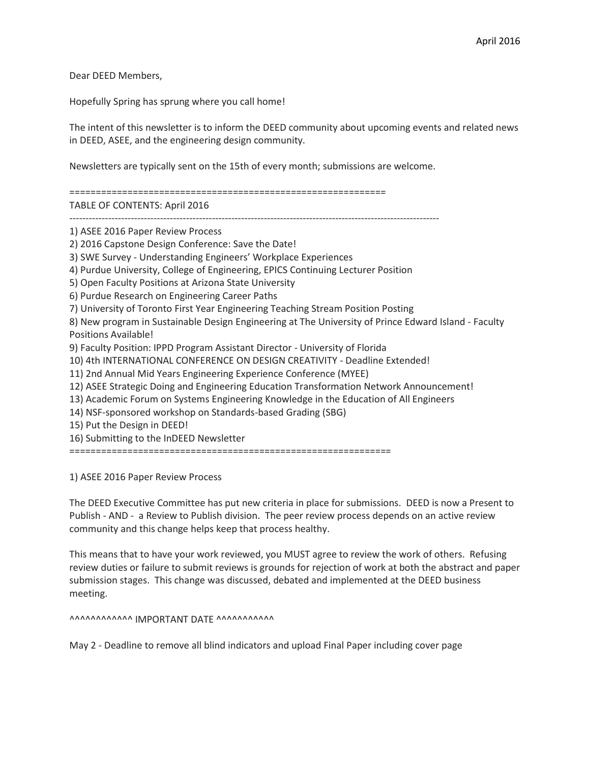April 2016

Dear DEED Members,

Hopefully Spring has sprung where you call home!

The intent of this newsletter is to inform the DEED community about upcoming events and related news in DEED, ASEE, and the engineering design community.

Newsletters are typically sent on the 15th of every month; submissions are welcome.

============================================================

TABLE OF CONTENTS: April 2016

------------------------------------------------------------------------------------------------------------------

1) ASEE 2016 Paper Review Process
2) 2016 Capstone Design Conference: Save the Date!
3) SWE Survey - Understanding Engineers' Workplace Experiences
4) Purdue University, College of Engineering, EPICS Continuing Lecturer Position
5) Open Faculty Positions at Arizona State University
6) Purdue Research on Engineering Career Paths
7) University of Toronto First Year Engineering Teaching Stream Position Posting
8) New program in Sustainable Design Engineering at The University of Prince Edward Island - Faculty Positions Available!
9) Faculty Position: IPPD Program Assistant Director - University of Florida
10) 4th INTERNATIONAL CONFERENCE ON DESIGN CREATIVITY - Deadline Extended!
11) 2nd Annual Mid Years Engineering Experience Conference (MYEE)
12) ASEE Strategic Doing and Engineering Education Transformation Network Announcement!
13) Academic Forum on Systems Engineering Knowledge in the Education of All Engineers
14) NSF-sponsored workshop on Standards-based Grading (SBG)
15) Put the Design in DEED!
16) Submitting to the InDEED Newsletter

============================================================

1) ASEE 2016 Paper Review Process

The DEED Executive Committee has put new criteria in place for submissions. DEED is now a Present to Publish - AND - a Review to Publish division. The peer review process depends on an active review community and this change helps keep that process healthy.

This means that to have your work reviewed, you MUST agree to review the work of others. Refusing review duties or failure to submit reviews is grounds for rejection of work at both the abstract and paper submission stages. This change was discussed, debated and implemented at the DEED business meeting.

^^^^^^^^^^^^ IMPORTANT DATE ^^^^^^^^^^^

May 2 - Deadline to remove all blind indicators and upload Final Paper including cover page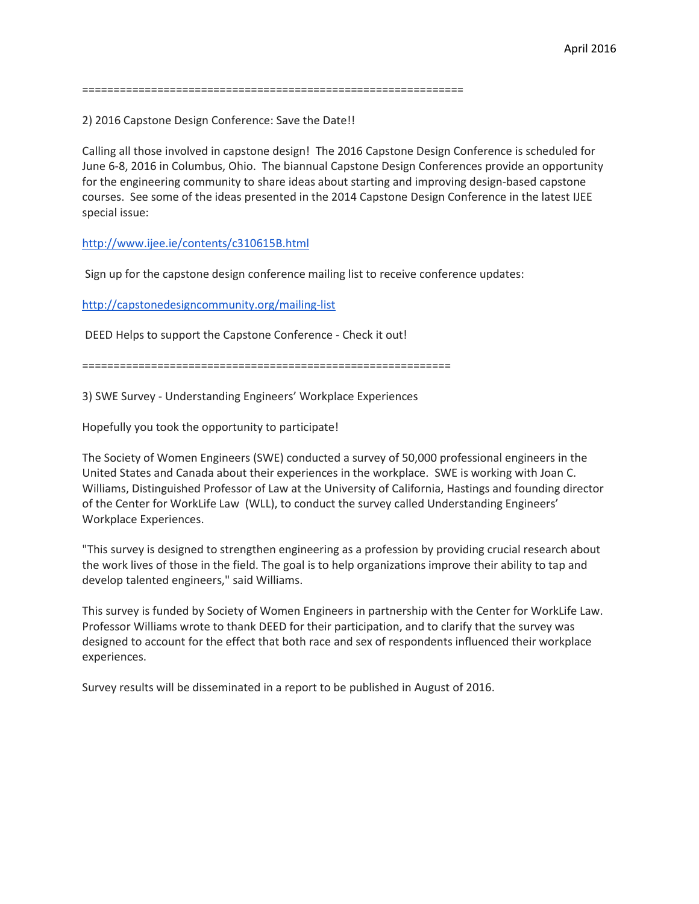==============================================================

2) 2016 Capstone Design Conference: Save the Date!!

Calling all those involved in capstone design! The 2016 Capstone Design Conference is scheduled for June 6-8, 2016 in Columbus, Ohio. The biannual Capstone Design Conferences provide an opportunity for the engineering community to share ideas about starting and improving design-based capstone courses. See some of the ideas presented in the 2014 Capstone Design Conference in the latest IJEE special issue:

http://www.ijee.ie/contents/c310615B.html

Sign up for the capstone design conference mailing list to receive conference updates:

http://capstonedesigncommunity.org/mailing-list

DEED Helps to support the Capstone Conference - Check it out!

============================================================

3) SWE Survey - Understanding Engineers' Workplace Experiences

Hopefully you took the opportunity to participate!

The Society of Women Engineers (SWE) conducted a survey of 50,000 professional engineers in the United States and Canada about their experiences in the workplace. SWE is working with Joan C. Williams, Distinguished Professor of Law at the University of California, Hastings and founding director of the Center for WorkLife Law (WLL), to conduct the survey called Understanding Engineers' Workplace Experiences.

"This survey is designed to strengthen engineering as a profession by providing crucial research about the work lives of those in the field. The goal is to help organizations improve their ability to tap and develop talented engineers," said Williams.

This survey is funded by Society of Women Engineers in partnership with the Center for WorkLife Law. Professor Williams wrote to thank DEED for their participation, and to clarify that the survey was designed to account for the effect that both race and sex of respondents influenced their workplace experiences.

Survey results will be disseminated in a report to be published in August of 2016.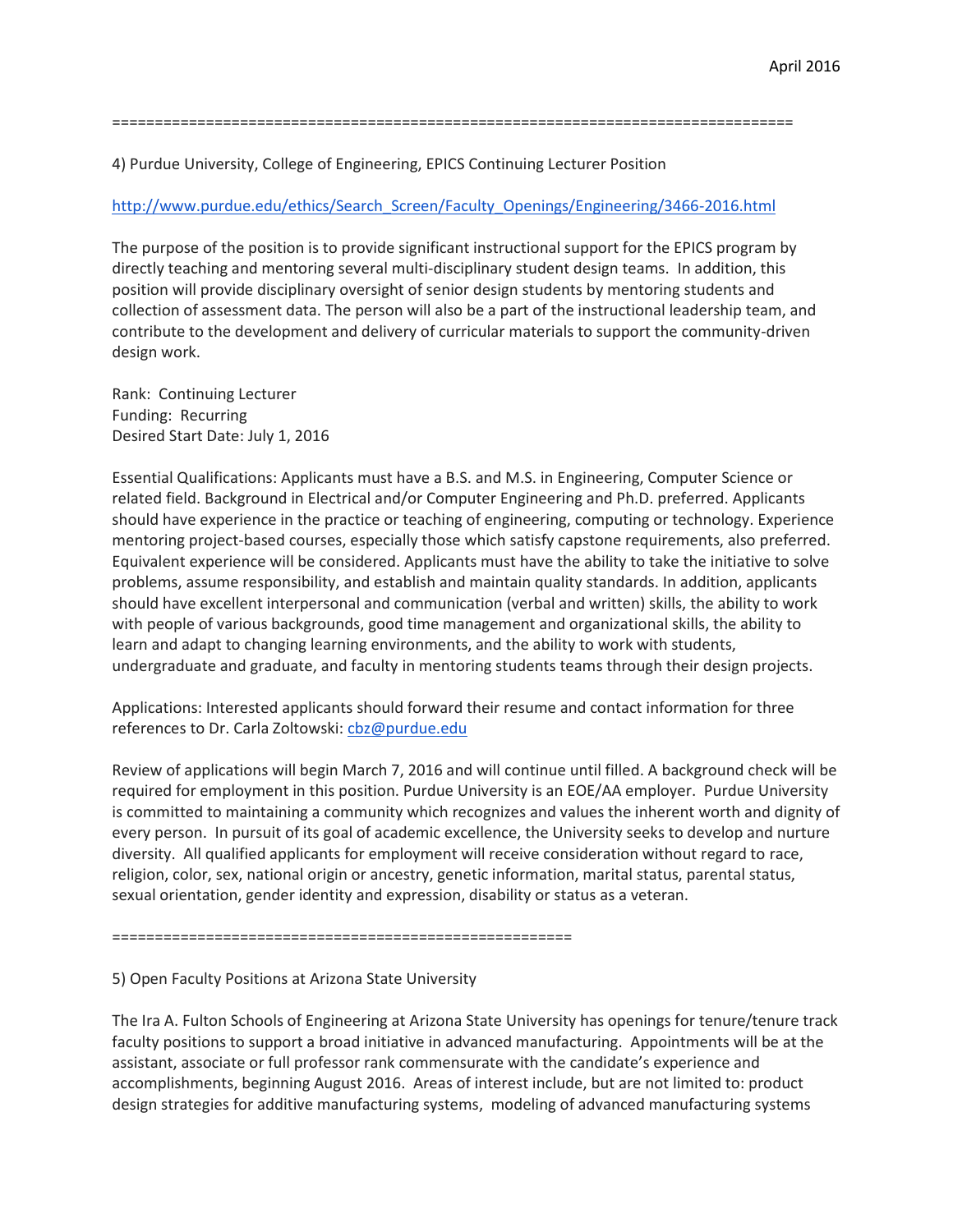================================================================================

4) Purdue University, College of Engineering, EPICS Continuing Lecturer Position

http://www.purdue.edu/ethics/Search_Screen/Faculty_Openings/Engineering/3466-2016.html

The purpose of the position is to provide significant instructional support for the EPICS program by directly teaching and mentoring several multi-disciplinary student design teams. In addition, this position will provide disciplinary oversight of senior design students by mentoring students and collection of assessment data. The person will also be a part of the instructional leadership team, and contribute to the development and delivery of curricular materials to support the community-driven design work.

Rank: Continuing Lecturer
Funding: Recurring
Desired Start Date: July 1, 2016

Essential Qualifications: Applicants must have a B.S. and M.S. in Engineering, Computer Science or related field. Background in Electrical and/or Computer Engineering and Ph.D. preferred. Applicants should have experience in the practice or teaching of engineering, computing or technology. Experience mentoring project-based courses, especially those which satisfy capstone requirements, also preferred. Equivalent experience will be considered. Applicants must have the ability to take the initiative to solve problems, assume responsibility, and establish and maintain quality standards. In addition, applicants should have excellent interpersonal and communication (verbal and written) skills, the ability to work with people of various backgrounds, good time management and organizational skills, the ability to learn and adapt to changing learning environments, and the ability to work with students, undergraduate and graduate, and faculty in mentoring students teams through their design projects.

Applications: Interested applicants should forward their resume and contact information for three references to Dr. Carla Zoltowski: cbz@purdue.edu

Review of applications will begin March 7, 2016 and will continue until filled. A background check will be required for employment in this position. Purdue University is an EOE/AA employer. Purdue University is committed to maintaining a community which recognizes and values the inherent worth and dignity of every person. In pursuit of its goal of academic excellence, the University seeks to develop and nurture diversity. All qualified applicants for employment will receive consideration without regard to race, religion, color, sex, national origin or ancestry, genetic information, marital status, parental status, sexual orientation, gender identity and expression, disability or status as a veteran.

=====================================================

5) Open Faculty Positions at Arizona State University

The Ira A. Fulton Schools of Engineering at Arizona State University has openings for tenure/tenure track faculty positions to support a broad initiative in advanced manufacturing. Appointments will be at the assistant, associate or full professor rank commensurate with the candidate's experience and accomplishments, beginning August 2016. Areas of interest include, but are not limited to: product design strategies for additive manufacturing systems, modeling of advanced manufacturing systems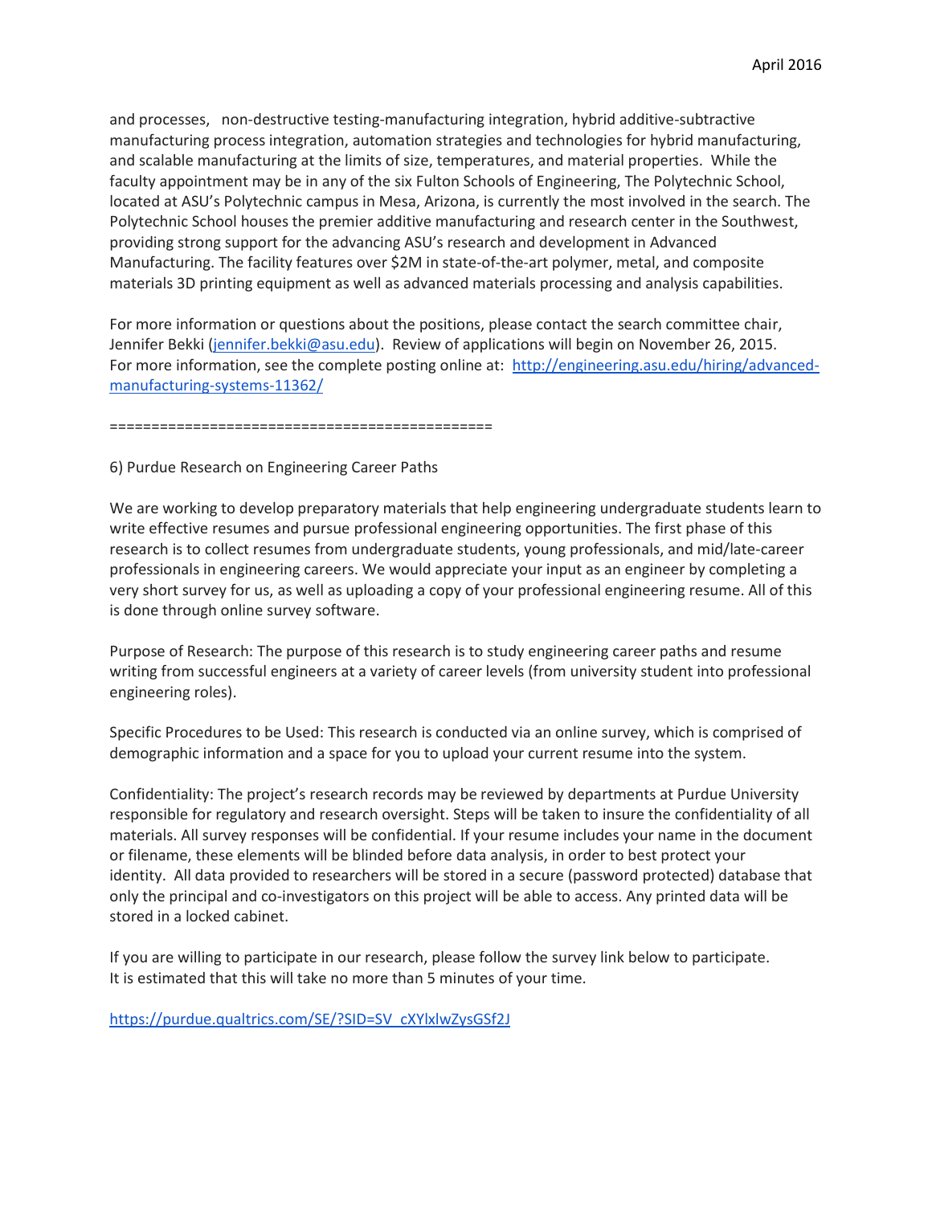and processes, non-destructive testing-manufacturing integration, hybrid additive-subtractive manufacturing process integration, automation strategies and technologies for hybrid manufacturing, and scalable manufacturing at the limits of size, temperatures, and material properties. While the faculty appointment may be in any of the six Fulton Schools of Engineering, The Polytechnic School, located at ASU's Polytechnic campus in Mesa, Arizona, is currently the most involved in the search. The Polytechnic School houses the premier additive manufacturing and research center in the Southwest, providing strong support for the advancing ASU's research and development in Advanced Manufacturing. The facility features over $2M in state-of-the-art polymer, metal, and composite materials 3D printing equipment as well as advanced materials processing and analysis capabilities.

For more information or questions about the positions, please contact the search committee chair, Jennifer Bekki (jennifer.bekki@asu.edu). Review of applications will begin on November 26, 2015. For more information, see the complete posting online at: http://engineering.asu.edu/hiring/advanced-manufacturing-systems-11362/

=============================================

6) Purdue Research on Engineering Career Paths

We are working to develop preparatory materials that help engineering undergraduate students learn to write effective resumes and pursue professional engineering opportunities. The first phase of this research is to collect resumes from undergraduate students, young professionals, and mid/late-career professionals in engineering careers. We would appreciate your input as an engineer by completing a very short survey for us, as well as uploading a copy of your professional engineering resume. All of this is done through online survey software.

Purpose of Research: The purpose of this research is to study engineering career paths and resume writing from successful engineers at a variety of career levels (from university student into professional engineering roles).

Specific Procedures to be Used: This research is conducted via an online survey, which is comprised of demographic information and a space for you to upload your current resume into the system.

Confidentiality: The project's research records may be reviewed by departments at Purdue University responsible for regulatory and research oversight. Steps will be taken to insure the confidentiality of all materials. All survey responses will be confidential. If your resume includes your name in the document or filename, these elements will be blinded before data analysis, in order to best protect your identity. All data provided to researchers will be stored in a secure (password protected) database that only the principal and co-investigators on this project will be able to access. Any printed data will be stored in a locked cabinet.

If you are willing to participate in our research, please follow the survey link below to participate. It is estimated that this will take no more than 5 minutes of your time.

https://purdue.qualtrics.com/SE/?SID=SV_cXYlxlwZysGSf2J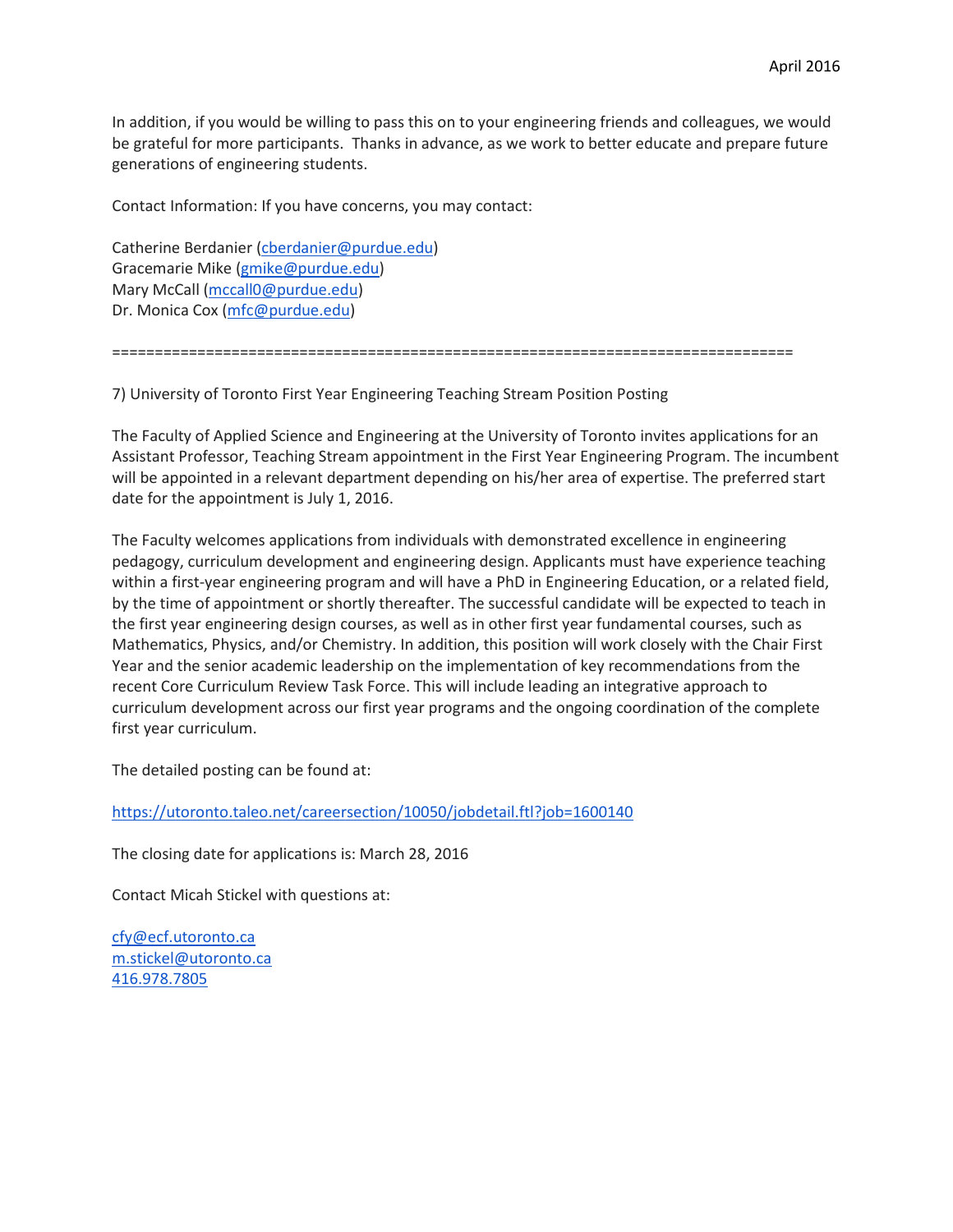In addition, if you would be willing to pass this on to your engineering friends and colleagues, we would be grateful for more participants. Thanks in advance, as we work to better educate and prepare future generations of engineering students.

Contact Information: If you have concerns, you may contact:

Catherine Berdanier (cberdanier@purdue.edu)
Gracemarie Mike (gmike@purdue.edu)
Mary McCall (mccall0@purdue.edu)
Dr. Monica Cox (mfc@purdue.edu)

================================================================================

7) University of Toronto First Year Engineering Teaching Stream Position Posting

The Faculty of Applied Science and Engineering at the University of Toronto invites applications for an Assistant Professor, Teaching Stream appointment in the First Year Engineering Program. The incumbent will be appointed in a relevant department depending on his/her area of expertise. The preferred start date for the appointment is July 1, 2016.

The Faculty welcomes applications from individuals with demonstrated excellence in engineering pedagogy, curriculum development and engineering design. Applicants must have experience teaching within a first-year engineering program and will have a PhD in Engineering Education, or a related field, by the time of appointment or shortly thereafter. The successful candidate will be expected to teach in the first year engineering design courses, as well as in other first year fundamental courses, such as Mathematics, Physics, and/or Chemistry. In addition, this position will work closely with the Chair First Year and the senior academic leadership on the implementation of key recommendations from the recent Core Curriculum Review Task Force. This will include leading an integrative approach to curriculum development across our first year programs and the ongoing coordination of the complete first year curriculum.

The detailed posting can be found at:

https://utoronto.taleo.net/careersection/10050/jobdetail.ftl?job=1600140

The closing date for applications is: March 28, 2016

Contact Micah Stickel with questions at:

cfy@ecf.utoronto.ca
m.stickel@utoronto.ca
416.978.7805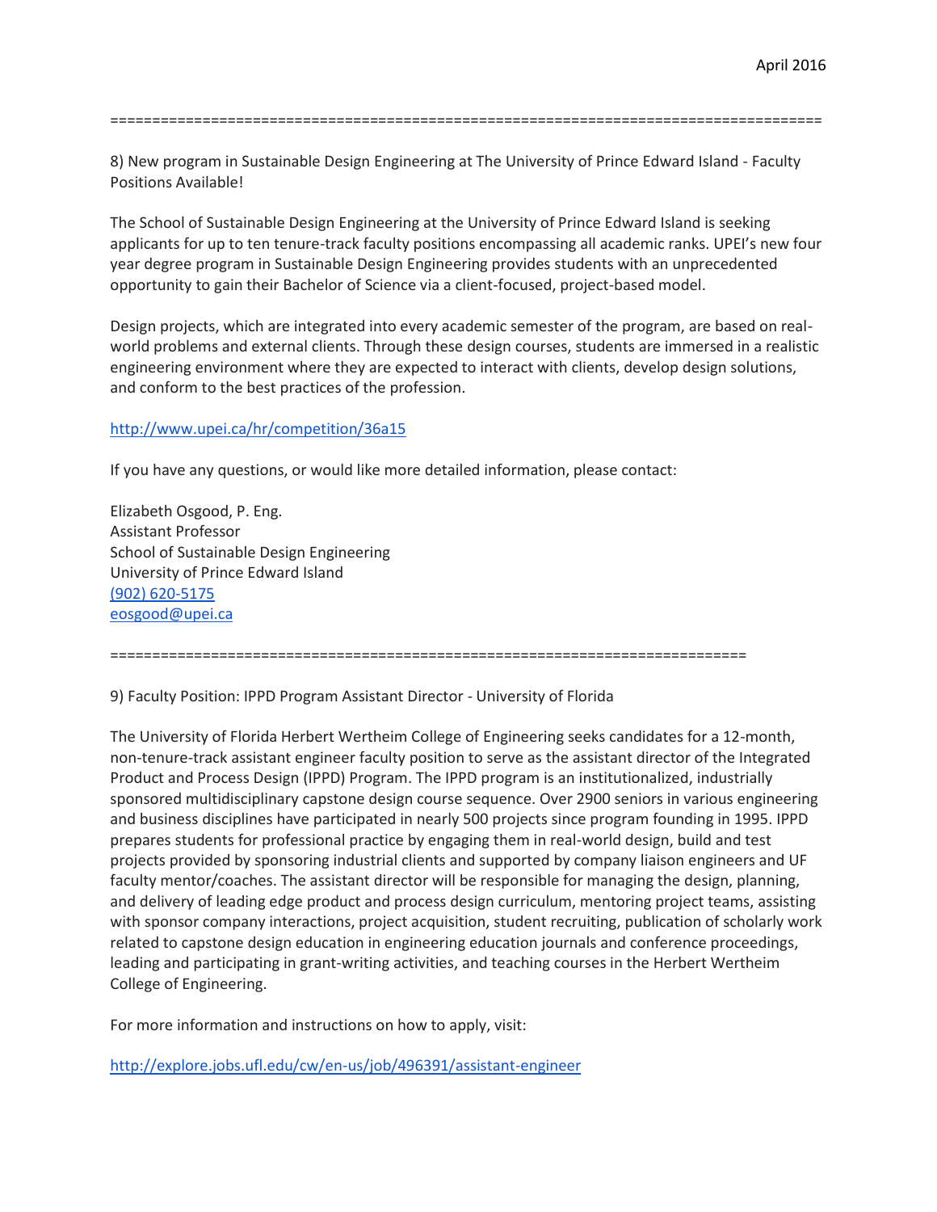==================================================================================

8) New program in Sustainable Design Engineering at The University of Prince Edward Island - Faculty Positions Available!

The School of Sustainable Design Engineering at the University of Prince Edward Island is seeking applicants for up to ten tenure-track faculty positions encompassing all academic ranks. UPEI's new four year degree program in Sustainable Design Engineering provides students with an unprecedented opportunity to gain their Bachelor of Science via a client-focused, project-based model.

Design projects, which are integrated into every academic semester of the program, are based on real-world problems and external clients. Through these design courses, students are immersed in a realistic engineering environment where they are expected to interact with clients, develop design solutions, and conform to the best practices of the profession.

http://www.upei.ca/hr/competition/36a15

If you have any questions, or would like more detailed information, please contact:

Elizabeth Osgood, P. Eng.  
Assistant Professor  
School of Sustainable Design Engineering  
University of Prince Edward Island  
(902) 620-5175  
eosgood@upei.ca

============================================================================

9) Faculty Position: IPPD Program Assistant Director - University of Florida

The University of Florida Herbert Wertheim College of Engineering seeks candidates for a 12-month, non-tenure-track assistant engineer faculty position to serve as the assistant director of the Integrated Product and Process Design (IPPD) Program. The IPPD program is an institutionalized, industrially sponsored multidisciplinary capstone design course sequence. Over 2900 seniors in various engineering and business disciplines have participated in nearly 500 projects since program founding in 1995. IPPD prepares students for professional practice by engaging them in real-world design, build and test projects provided by sponsoring industrial clients and supported by company liaison engineers and UF faculty mentor/coaches. The assistant director will be responsible for managing the design, planning, and delivery of leading edge product and process design curriculum, mentoring project teams, assisting with sponsor company interactions, project acquisition, student recruiting, publication of scholarly work related to capstone design education in engineering education journals and conference proceedings, leading and participating in grant-writing activities, and teaching courses in the Herbert Wertheim College of Engineering.

For more information and instructions on how to apply, visit:

http://explore.jobs.ufl.edu/cw/en-us/job/496391/assistant-engineer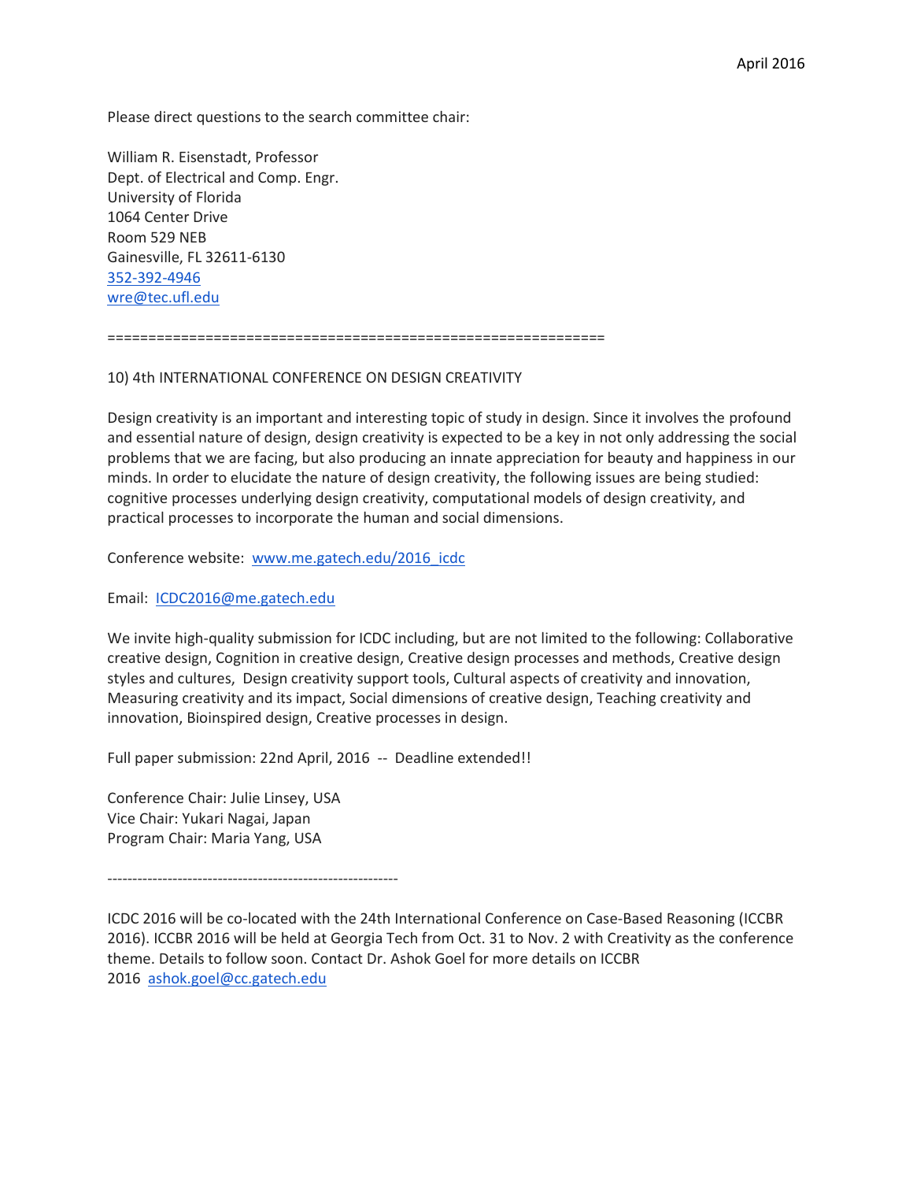Please direct questions to the search committee chair:

William R. Eisenstadt, Professor
Dept. of Electrical and Comp. Engr.
University of Florida
1064 Center Drive
Room 529 NEB
Gainesville, FL 32611-6130
352-392-4946
wre@tec.ufl.edu

==============================================================

10) 4th INTERNATIONAL CONFERENCE ON DESIGN CREATIVITY

Design creativity is an important and interesting topic of study in design. Since it involves the profound and essential nature of design, design creativity is expected to be a key in not only addressing the social problems that we are facing, but also producing an innate appreciation for beauty and happiness in our minds. In order to elucidate the nature of design creativity, the following issues are being studied: cognitive processes underlying design creativity, computational models of design creativity, and practical processes to incorporate the human and social dimensions.

Conference website: www.me.gatech.edu/2016_icdc

Email: ICDC2016@me.gatech.edu

We invite high-quality submission for ICDC including, but are not limited to the following: Collaborative creative design, Cognition in creative design, Creative design processes and methods, Creative design styles and cultures, Design creativity support tools, Cultural aspects of creativity and innovation, Measuring creativity and its impact, Social dimensions of creative design, Teaching creativity and innovation, Bioinspired design, Creative processes in design.

Full paper submission: 22nd April, 2016 -- Deadline extended!!

Conference Chair: Julie Linsey, USA
Vice Chair: Yukari Nagai, Japan
Program Chair: Maria Yang, USA

-----------------------------------------------------------

ICDC 2016 will be co-located with the 24th International Conference on Case-Based Reasoning (ICCBR 2016). ICCBR 2016 will be held at Georgia Tech from Oct. 31 to Nov. 2 with Creativity as the conference theme. Details to follow soon. Contact Dr. Ashok Goel for more details on ICCBR 2016 ashok.goel@cc.gatech.edu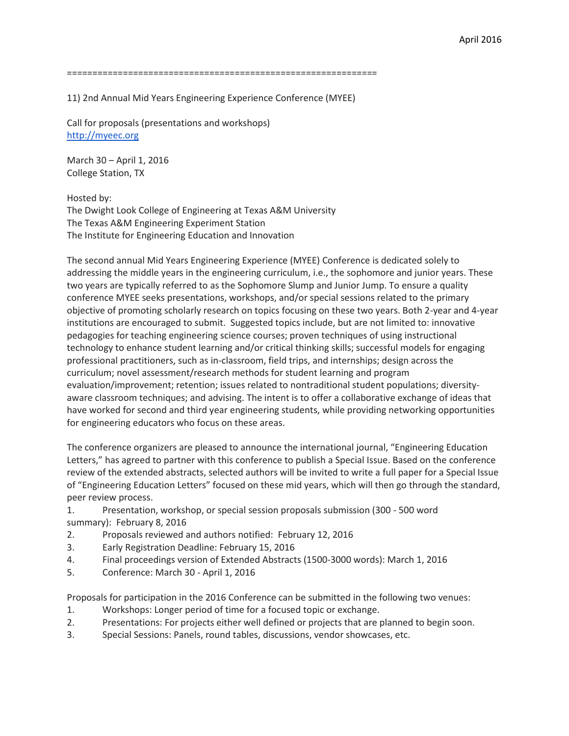=============================================================

11) 2nd Annual Mid Years Engineering Experience Conference (MYEE)

Call for proposals (presentations and workshops)
[http://myeec.org](http://myeec.org)

March 30 – April 1, 2016
College Station, TX

Hosted by:
The Dwight Look College of Engineering at Texas A&M University
The Texas A&M Engineering Experiment Station
The Institute for Engineering Education and Innovation

The second annual Mid Years Engineering Experience (MYEE) Conference is dedicated solely to addressing the middle years in the engineering curriculum, i.e., the sophomore and junior years. These two years are typically referred to as the Sophomore Slump and Junior Jump. To ensure a quality conference MYEE seeks presentations, workshops, and/or special sessions related to the primary objective of promoting scholarly research on topics focusing on these two years. Both 2-year and 4-year institutions are encouraged to submit. Suggested topics include, but are not limited to: innovative pedagogies for teaching engineering science courses; proven techniques of using instructional technology to enhance student learning and/or critical thinking skills; successful models for engaging professional practitioners, such as in-classroom, field trips, and internships; design across the curriculum; novel assessment/research methods for student learning and program evaluation/improvement; retention; issues related to nontraditional student populations; diversity-aware classroom techniques; and advising. The intent is to offer a collaborative exchange of ideas that have worked for second and third year engineering students, while providing networking opportunities for engineering educators who focus on these areas.

The conference organizers are pleased to announce the international journal, "Engineering Education Letters," has agreed to partner with this conference to publish a Special Issue. Based on the conference review of the extended abstracts, selected authors will be invited to write a full paper for a Special Issue of "Engineering Education Letters" focused on these mid years, which will then go through the standard, peer review process.

1. Presentation, workshop, or special session proposals submission (300 - 500 word summary): February 8, 2016
2. Proposals reviewed and authors notified: February 12, 2016
3. Early Registration Deadline: February 15, 2016
4. Final proceedings version of Extended Abstracts (1500-3000 words): March 1, 2016
5. Conference: March 30 - April 1, 2016

Proposals for participation in the 2016 Conference can be submitted in the following two venues:

1. Workshops: Longer period of time for a focused topic or exchange.
2. Presentations: For projects either well defined or projects that are planned to begin soon.
3. Special Sessions: Panels, round tables, discussions, vendor showcases, etc.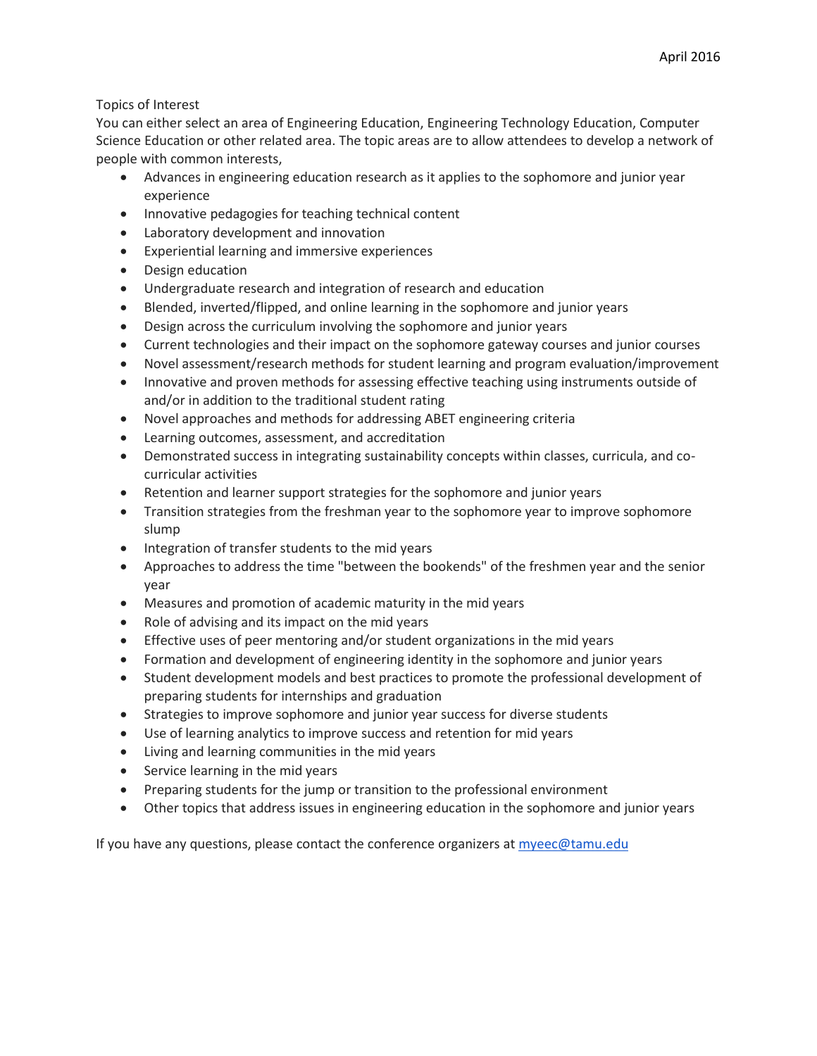Topics of Interest

You can either select an area of Engineering Education, Engineering Technology Education, Computer Science Education or other related area. The topic areas are to allow attendees to develop a network of people with common interests,

- Advances in engineering education research as it applies to the sophomore and junior year experience
- Innovative pedagogies for teaching technical content
- Laboratory development and innovation
- Experiential learning and immersive experiences
- Design education
- Undergraduate research and integration of research and education
- Blended, inverted/flipped, and online learning in the sophomore and junior years
- Design across the curriculum involving the sophomore and junior years
- Current technologies and their impact on the sophomore gateway courses and junior courses
- Novel assessment/research methods for student learning and program evaluation/improvement
- Innovative and proven methods for assessing effective teaching using instruments outside of and/or in addition to the traditional student rating
- Novel approaches and methods for addressing ABET engineering criteria
- Learning outcomes, assessment, and accreditation
- Demonstrated success in integrating sustainability concepts within classes, curricula, and co-curricular activities
- Retention and learner support strategies for the sophomore and junior years
- Transition strategies from the freshman year to the sophomore year to improve sophomore slump
- Integration of transfer students to the mid years
- Approaches to address the time "between the bookends" of the freshmen year and the senior year
- Measures and promotion of academic maturity in the mid years
- Role of advising and its impact on the mid years
- Effective uses of peer mentoring and/or student organizations in the mid years
- Formation and development of engineering identity in the sophomore and junior years
- Student development models and best practices to promote the professional development of preparing students for internships and graduation
- Strategies to improve sophomore and junior year success for diverse students
- Use of learning analytics to improve success and retention for mid years
- Living and learning communities in the mid years
- Service learning in the mid years
- Preparing students for the jump or transition to the professional environment
- Other topics that address issues in engineering education in the sophomore and junior years

If you have any questions, please contact the conference organizers at myeec@tamu.edu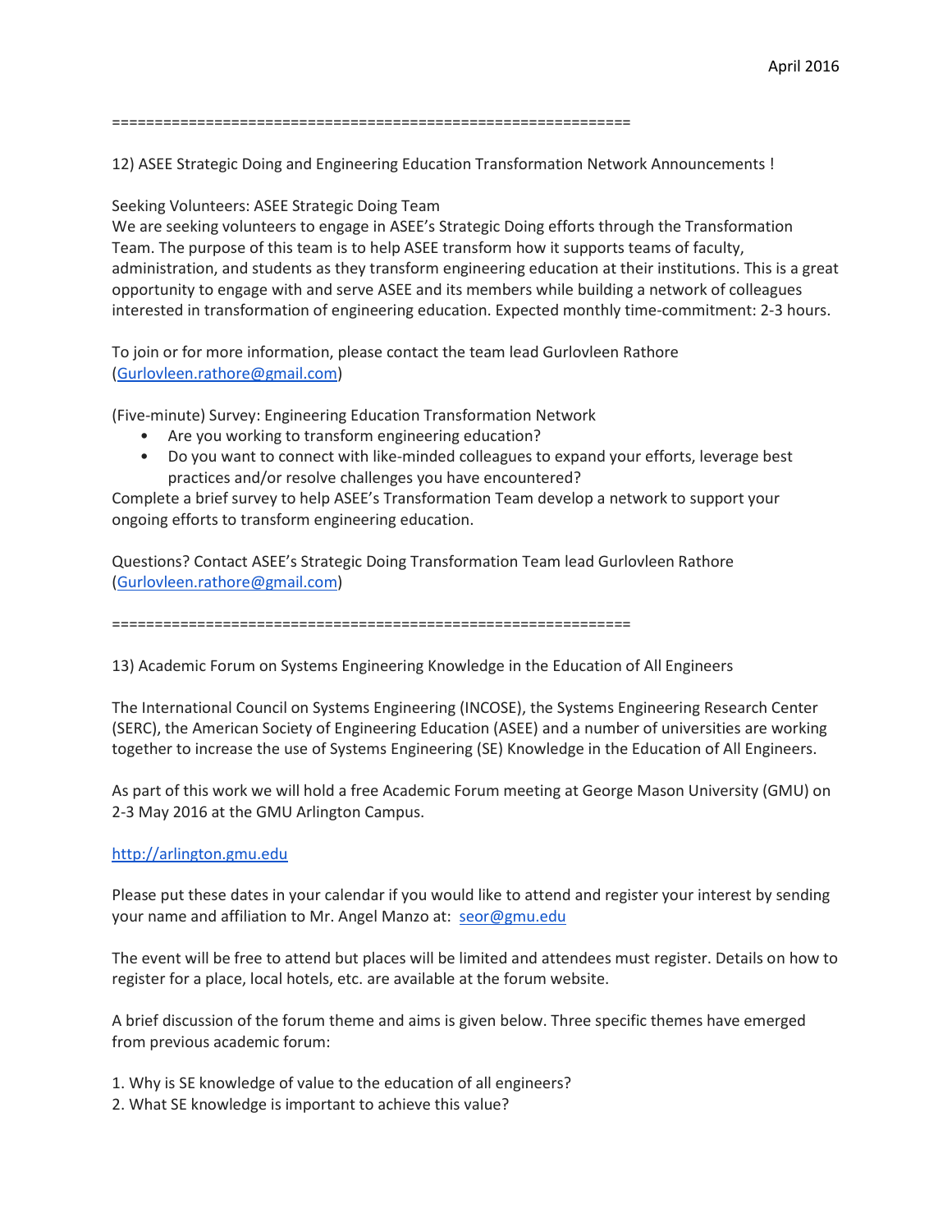============================================================

12) ASEE Strategic Doing and Engineering Education Transformation Network Announcements !

Seeking Volunteers: ASEE Strategic Doing Team
We are seeking volunteers to engage in ASEE's Strategic Doing efforts through the Transformation Team. The purpose of this team is to help ASEE transform how it supports teams of faculty, administration, and students as they transform engineering education at their institutions. This is a great opportunity to engage with and serve ASEE and its members while building a network of colleagues interested in transformation of engineering education. Expected monthly time-commitment: 2-3 hours.

To join or for more information, please contact the team lead Gurlovleen Rathore (Gurlovleen.rathore@gmail.com)

(Five-minute) Survey: Engineering Education Transformation Network

- Are you working to transform engineering education?
- Do you want to connect with like-minded colleagues to expand your efforts, leverage best practices and/or resolve challenges you have encountered?

Complete a brief survey to help ASEE's Transformation Team develop a network to support your ongoing efforts to transform engineering education.

Questions? Contact ASEE's Strategic Doing Transformation Team lead Gurlovleen Rathore (Gurlovleen.rathore@gmail.com)

============================================================

13) Academic Forum on Systems Engineering Knowledge in the Education of All Engineers

The International Council on Systems Engineering (INCOSE), the Systems Engineering Research Center (SERC), the American Society of Engineering Education (ASEE) and a number of universities are working together to increase the use of Systems Engineering (SE) Knowledge in the Education of All Engineers.

As part of this work we will hold a free Academic Forum meeting at George Mason University (GMU) on 2-3 May 2016 at the GMU Arlington Campus.

http://arlington.gmu.edu

Please put these dates in your calendar if you would like to attend and register your interest by sending your name and affiliation to Mr. Angel Manzo at: seor@gmu.edu

The event will be free to attend but places will be limited and attendees must register. Details on how to register for a place, local hotels, etc. are available at the forum website.

A brief discussion of the forum theme and aims is given below. Three specific themes have emerged from previous academic forum:

1. Why is SE knowledge of value to the education of all engineers?
2. What SE knowledge is important to achieve this value?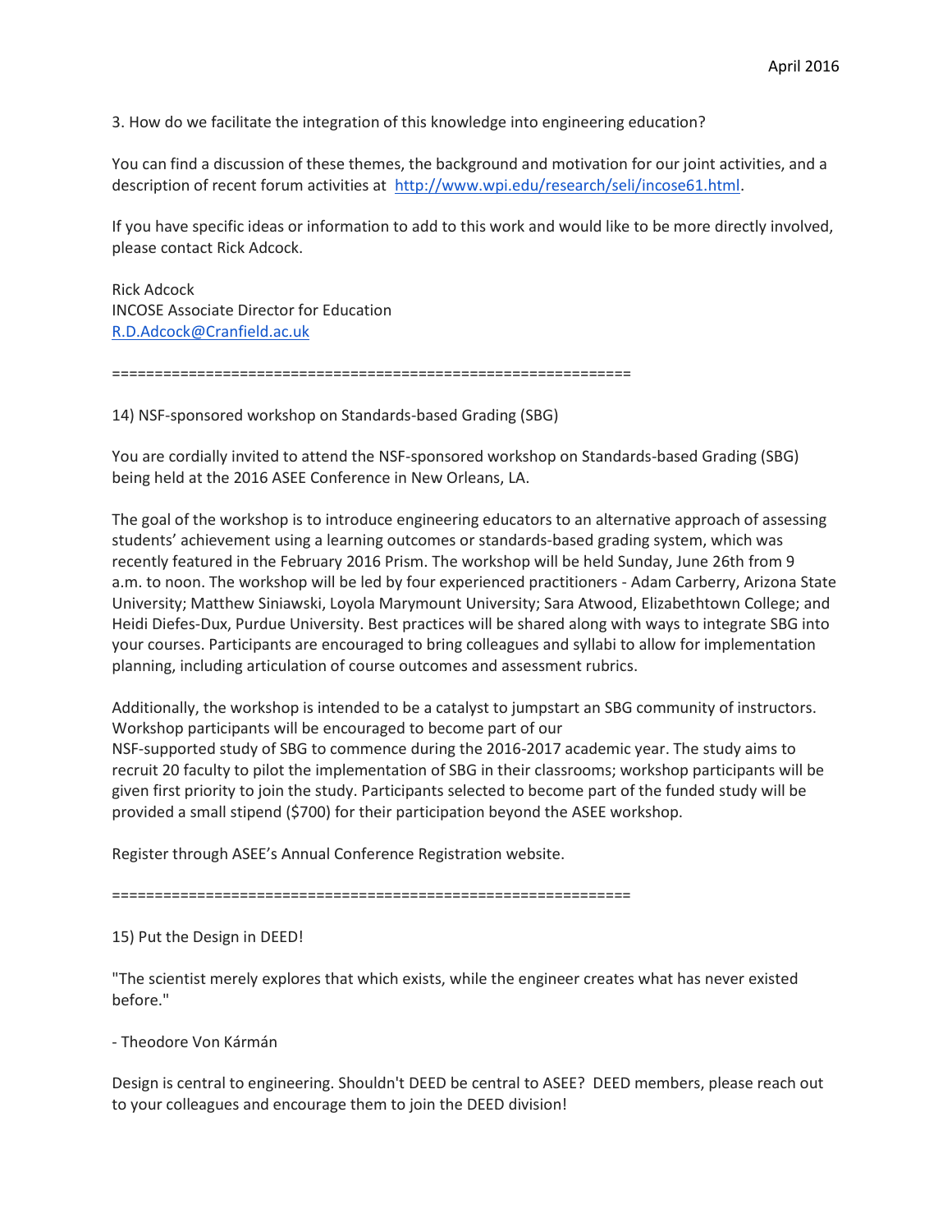3. How do we facilitate the integration of this knowledge into engineering education?

You can find a discussion of these themes, the background and motivation for our joint activities, and a description of recent forum activities at http://www.wpi.edu/research/seli/incose61.html.

If you have specific ideas or information to add to this work and would like to be more directly involved, please contact Rick Adcock.

Rick Adcock
INCOSE Associate Director for Education
R.D.Adcock@Cranfield.ac.uk

============================================================

14) NSF-sponsored workshop on Standards-based Grading (SBG)

You are cordially invited to attend the NSF-sponsored workshop on Standards-based Grading (SBG) being held at the 2016 ASEE Conference in New Orleans, LA.

The goal of the workshop is to introduce engineering educators to an alternative approach of assessing students' achievement using a learning outcomes or standards-based grading system, which was recently featured in the February 2016 Prism. The workshop will be held Sunday, June 26th from 9 a.m. to noon. The workshop will be led by four experienced practitioners - Adam Carberry, Arizona State University; Matthew Siniawski, Loyola Marymount University; Sara Atwood, Elizabethtown College; and Heidi Diefes-Dux, Purdue University. Best practices will be shared along with ways to integrate SBG into your courses. Participants are encouraged to bring colleagues and syllabi to allow for implementation planning, including articulation of course outcomes and assessment rubrics.

Additionally, the workshop is intended to be a catalyst to jumpstart an SBG community of instructors. Workshop participants will be encouraged to become part of our
NSF-supported study of SBG to commence during the 2016-2017 academic year. The study aims to recruit 20 faculty to pilot the implementation of SBG in their classrooms; workshop participants will be given first priority to join the study. Participants selected to become part of the funded study will be provided a small stipend ($700) for their participation beyond the ASEE workshop.

Register through ASEE's Annual Conference Registration website.

============================================================

15) Put the Design in DEED!

"The scientist merely explores that which exists, while the engineer creates what has never existed before."

- Theodore Von Kármán

Design is central to engineering. Shouldn't DEED be central to ASEE? DEED members, please reach out to your colleagues and encourage them to join the DEED division!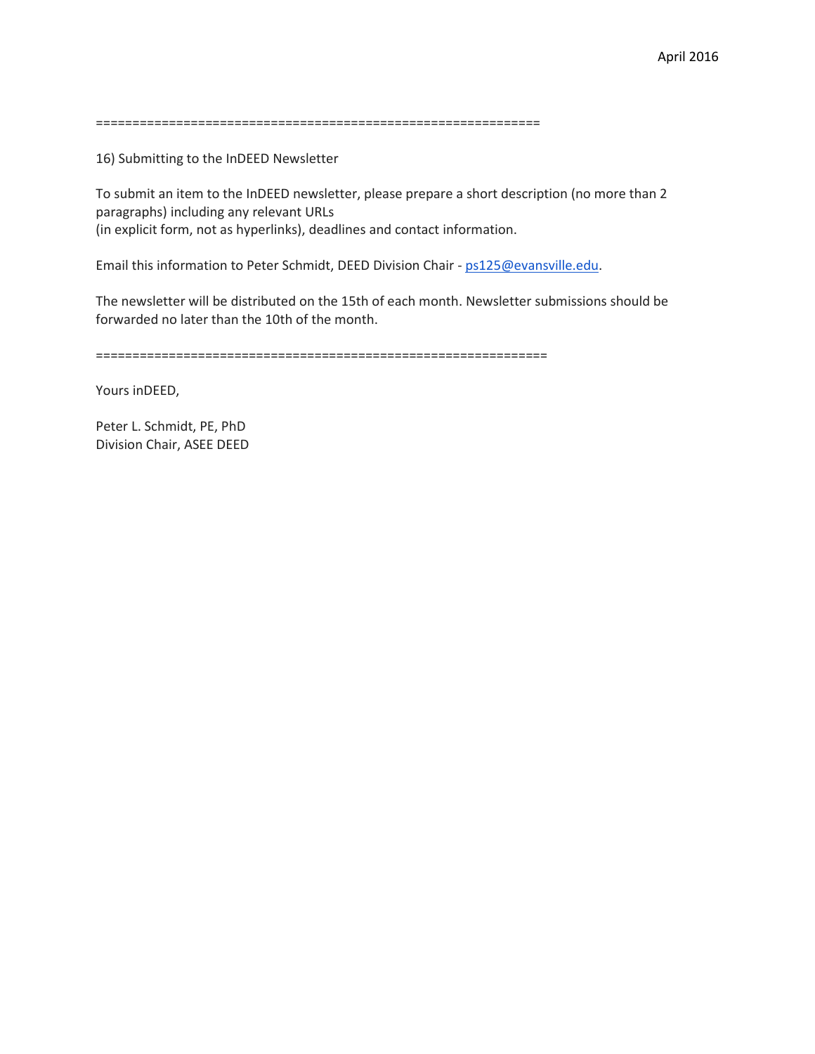==============================================================

16) Submitting to the InDEED Newsletter

To submit an item to the InDEED newsletter, please prepare a short description (no more than 2 paragraphs) including any relevant URLs
(in explicit form, not as hyperlinks), deadlines and contact information.

Email this information to Peter Schmidt, DEED Division Chair - ps125@evansville.edu.

The newsletter will be distributed on the 15th of each month. Newsletter submissions should be forwarded no later than the 10th of the month.

==============================================================

Yours inDEED,

Peter L. Schmidt, PE, PhD
Division Chair, ASEE DEED